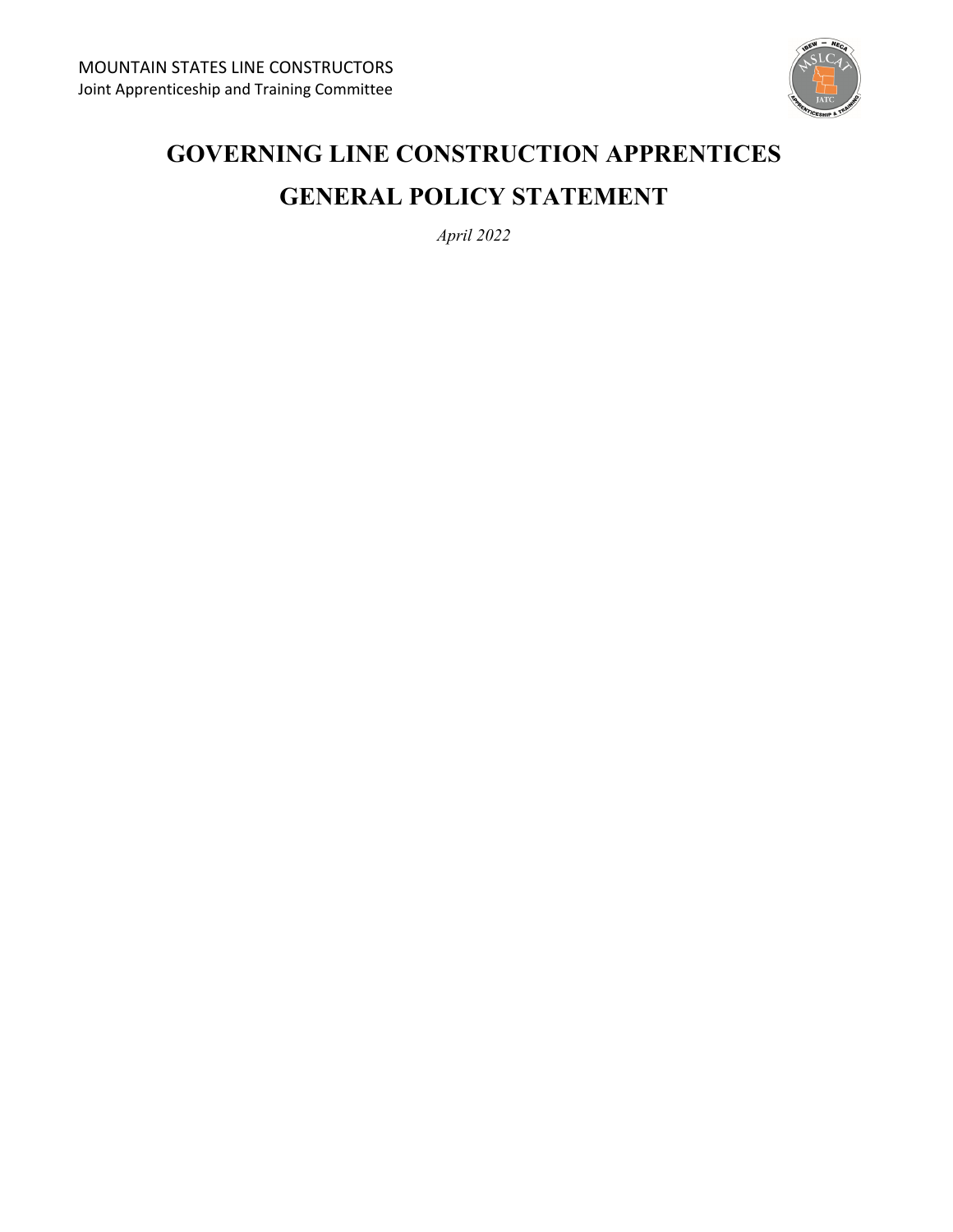MOUNTAIN STATES LINE CONSTRUCTORS
Joint Apprenticeship and Training Committee

# GOVERNING LINE CONSTRUCTION APPRENTICES

# GENERAL POLICY STATEMENT

*April 2022*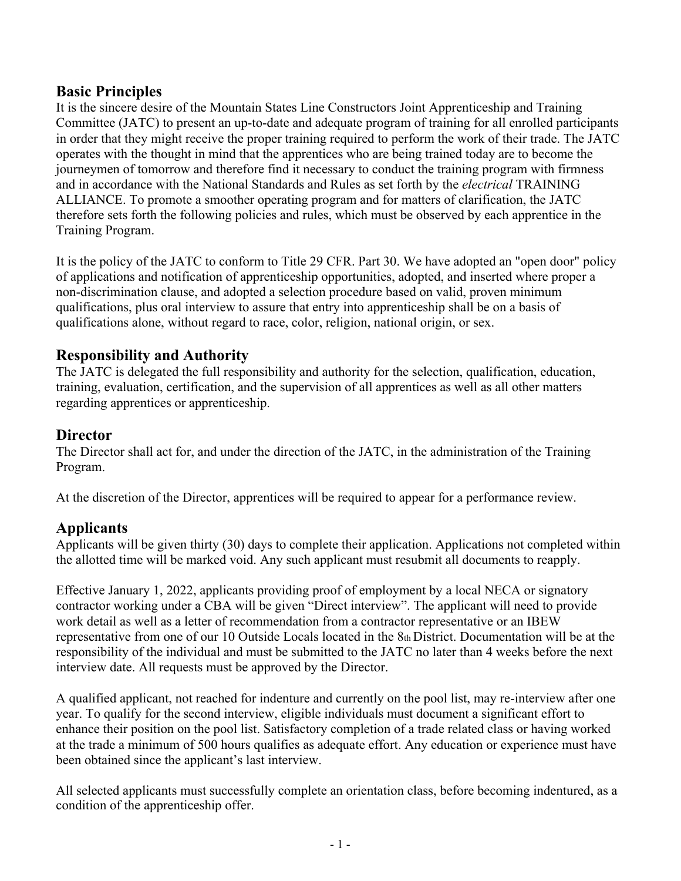## Basic Principles

It is the sincere desire of the Mountain States Line Constructors Joint Apprenticeship and Training Committee (JATC) to present an up-to-date and adequate program of training for all enrolled participants in order that they might receive the proper training required to perform the work of their trade. The JATC operates with the thought in mind that the apprentices who are being trained today are to become the journeymen of tomorrow and therefore find it necessary to conduct the training program with firmness and in accordance with the National Standards and Rules as set forth by the *electrical* TRAINING ALLIANCE. To promote a smoother operating program and for matters of clarification, the JATC therefore sets forth the following policies and rules, which must be observed by each apprentice in the Training Program.

It is the policy of the JATC to conform to Title 29 CFR. Part 30. We have adopted an "open door" policy of applications and notification of apprenticeship opportunities, adopted, and inserted where proper a non-discrimination clause, and adopted a selection procedure based on valid, proven minimum qualifications, plus oral interview to assure that entry into apprenticeship shall be on a basis of qualifications alone, without regard to race, color, religion, national origin, or sex.

## Responsibility and Authority

The JATC is delegated the full responsibility and authority for the selection, qualification, education, training, evaluation, certification, and the supervision of all apprentices as well as all other matters regarding apprentices or apprenticeship.

## Director

The Director shall act for, and under the direction of the JATC, in the administration of the Training Program.

At the discretion of the Director, apprentices will be required to appear for a performance review.

## Applicants

Applicants will be given thirty (30) days to complete their application. Applications not completed within the allotted time will be marked void. Any such applicant must resubmit all documents to reapply.

Effective January 1, 2022, applicants providing proof of employment by a local NECA or signatory contractor working under a CBA will be given "Direct interview". The applicant will need to provide work detail as well as a letter of recommendation from a contractor representative or an IBEW representative from one of our 10 Outside Locals located in the 8th District. Documentation will be at the responsibility of the individual and must be submitted to the JATC no later than 4 weeks before the next interview date. All requests must be approved by the Director.

A qualified applicant, not reached for indenture and currently on the pool list, may re-interview after one year. To qualify for the second interview, eligible individuals must document a significant effort to enhance their position on the pool list. Satisfactory completion of a trade related class or having worked at the trade a minimum of 500 hours qualifies as adequate effort. Any education or experience must have been obtained since the applicant's last interview.

All selected applicants must successfully complete an orientation class, before becoming indentured, as a condition of the apprenticeship offer.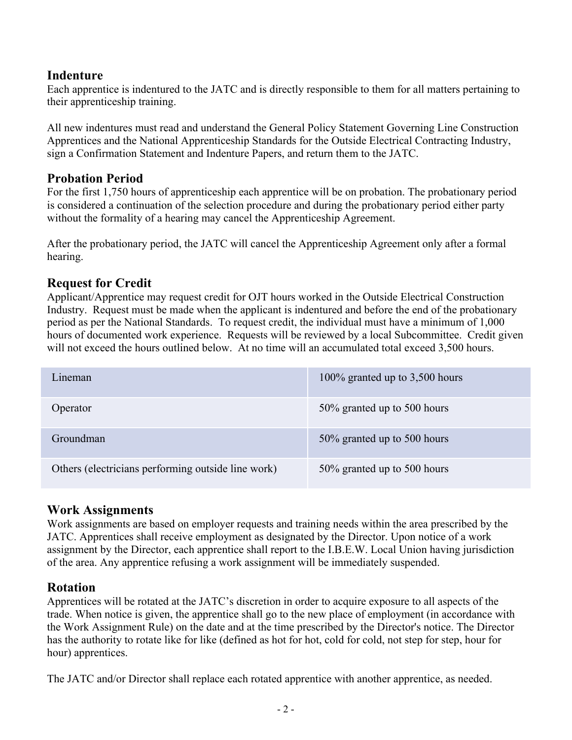## Indenture

Each apprentice is indentured to the JATC and is directly responsible to them for all matters pertaining to their apprenticeship training.

All new indentures must read and understand the General Policy Statement Governing Line Construction Apprentices and the National Apprenticeship Standards for the Outside Electrical Contracting Industry, sign a Confirmation Statement and Indenture Papers, and return them to the JATC.

## Probation Period

For the first 1,750 hours of apprenticeship each apprentice will be on probation. The probationary period is considered a continuation of the selection procedure and during the probationary period either party without the formality of a hearing may cancel the Apprenticeship Agreement.

After the probationary period, the JATC will cancel the Apprenticeship Agreement only after a formal hearing.

## Request for Credit

Applicant/Apprentice may request credit for OJT hours worked in the Outside Electrical Construction Industry. Request must be made when the applicant is indentured and before the end of the probationary period as per the National Standards. To request credit, the individual must have a minimum of 1,000 hours of documented work experience. Requests will be reviewed by a local Subcommittee. Credit given will not exceed the hours outlined below. At no time will an accumulated total exceed 3,500 hours.

| | |
|---|---|
| Lineman | 100% granted up to 3,500 hours |
| Operator | 50% granted up to 500 hours |
| Groundman | 50% granted up to 500 hours |
| Others (electricians performing outside line work) | 50% granted up to 500 hours |

## Work Assignments

Work assignments are based on employer requests and training needs within the area prescribed by the JATC. Apprentices shall receive employment as designated by the Director. Upon notice of a work assignment by the Director, each apprentice shall report to the I.B.E.W. Local Union having jurisdiction of the area. Any apprentice refusing a work assignment will be immediately suspended.

## Rotation

Apprentices will be rotated at the JATC's discretion in order to acquire exposure to all aspects of the trade. When notice is given, the apprentice shall go to the new place of employment (in accordance with the Work Assignment Rule) on the date and at the time prescribed by the Director's notice. The Director has the authority to rotate like for like (defined as hot for hot, cold for cold, not step for step, hour for hour) apprentices.

The JATC and/or Director shall replace each rotated apprentice with another apprentice, as needed.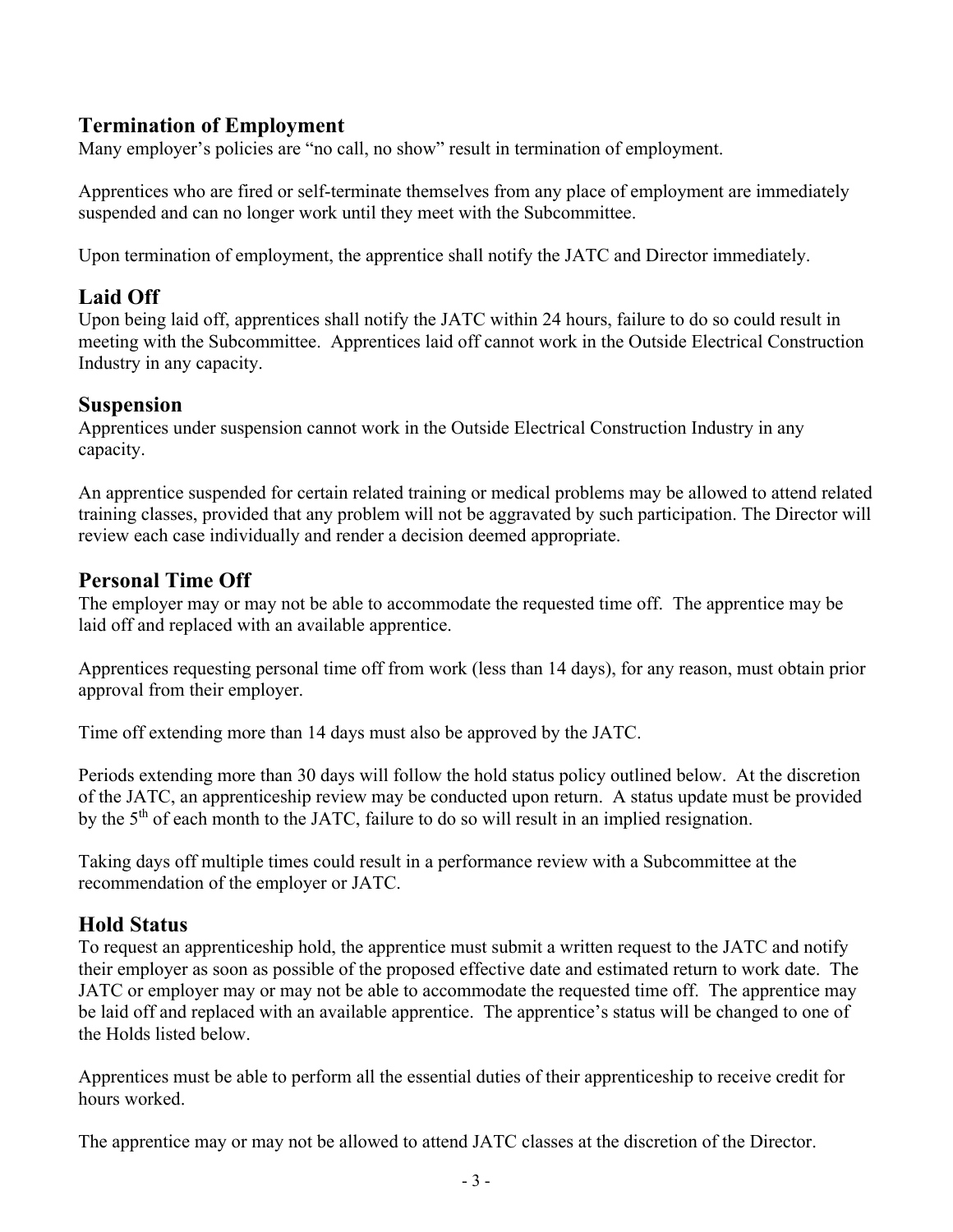## Termination of Employment

Many employer's policies are "no call, no show" result in termination of employment.

Apprentices who are fired or self-terminate themselves from any place of employment are immediately suspended and can no longer work until they meet with the Subcommittee.

Upon termination of employment, the apprentice shall notify the JATC and Director immediately.

## Laid Off

Upon being laid off, apprentices shall notify the JATC within 24 hours, failure to do so could result in meeting with the Subcommittee. Apprentices laid off cannot work in the Outside Electrical Construction Industry in any capacity.

## Suspension

Apprentices under suspension cannot work in the Outside Electrical Construction Industry in any capacity.

An apprentice suspended for certain related training or medical problems may be allowed to attend related training classes, provided that any problem will not be aggravated by such participation. The Director will review each case individually and render a decision deemed appropriate.

## Personal Time Off

The employer may or may not be able to accommodate the requested time off. The apprentice may be laid off and replaced with an available apprentice.

Apprentices requesting personal time off from work (less than 14 days), for any reason, must obtain prior approval from their employer.

Time off extending more than 14 days must also be approved by the JATC.

Periods extending more than 30 days will follow the hold status policy outlined below. At the discretion of the JATC, an apprenticeship review may be conducted upon return. A status update must be provided by the 5th of each month to the JATC, failure to do so will result in an implied resignation.

Taking days off multiple times could result in a performance review with a Subcommittee at the recommendation of the employer or JATC.

## Hold Status

To request an apprenticeship hold, the apprentice must submit a written request to the JATC and notify their employer as soon as possible of the proposed effective date and estimated return to work date. The JATC or employer may or may not be able to accommodate the requested time off. The apprentice may be laid off and replaced with an available apprentice. The apprentice's status will be changed to one of the Holds listed below.

Apprentices must be able to perform all the essential duties of their apprenticeship to receive credit for hours worked.

The apprentice may or may not be allowed to attend JATC classes at the discretion of the Director.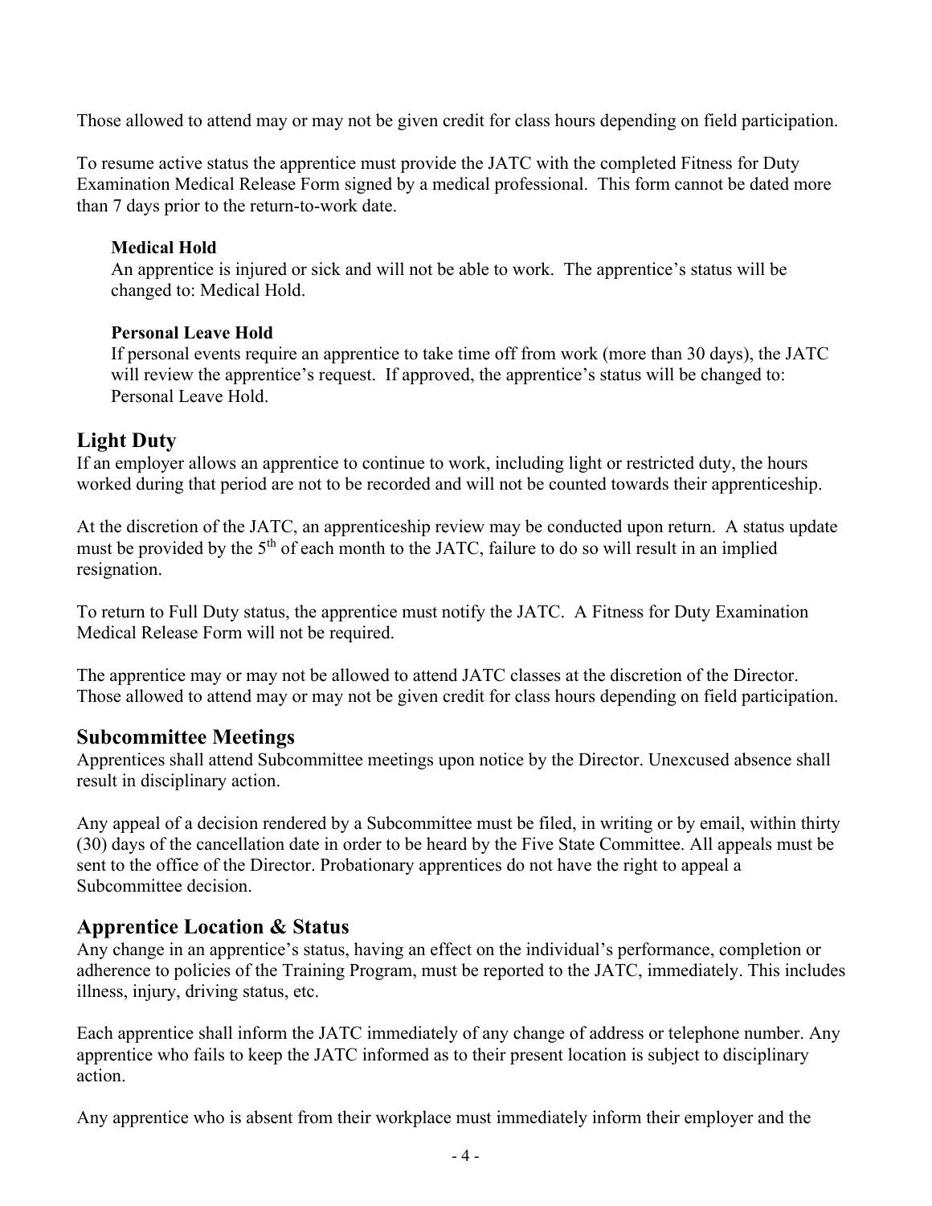Those allowed to attend may or may not be given credit for class hours depending on field participation.

To resume active status the apprentice must provide the JATC with the completed Fitness for Duty Examination Medical Release Form signed by a medical professional. This form cannot be dated more than 7 days prior to the return-to-work date.

**Medical Hold**
An apprentice is injured or sick and will not be able to work. The apprentice's status will be changed to: Medical Hold.

**Personal Leave Hold**
If personal events require an apprentice to take time off from work (more than 30 days), the JATC will review the apprentice's request. If approved, the apprentice's status will be changed to: Personal Leave Hold.

## Light Duty

If an employer allows an apprentice to continue to work, including light or restricted duty, the hours worked during that period are not to be recorded and will not be counted towards their apprenticeship.

At the discretion of the JATC, an apprenticeship review may be conducted upon return. A status update must be provided by the 5th of each month to the JATC, failure to do so will result in an implied resignation.

To return to Full Duty status, the apprentice must notify the JATC. A Fitness for Duty Examination Medical Release Form will not be required.

The apprentice may or may not be allowed to attend JATC classes at the discretion of the Director. Those allowed to attend may or may not be given credit for class hours depending on field participation.

## Subcommittee Meetings

Apprentices shall attend Subcommittee meetings upon notice by the Director. Unexcused absence shall result in disciplinary action.

Any appeal of a decision rendered by a Subcommittee must be filed, in writing or by email, within thirty (30) days of the cancellation date in order to be heard by the Five State Committee. All appeals must be sent to the office of the Director. Probationary apprentices do not have the right to appeal a Subcommittee decision.

## Apprentice Location & Status

Any change in an apprentice's status, having an effect on the individual's performance, completion or adherence to policies of the Training Program, must be reported to the JATC, immediately. This includes illness, injury, driving status, etc.

Each apprentice shall inform the JATC immediately of any change of address or telephone number. Any apprentice who fails to keep the JATC informed as to their present location is subject to disciplinary action.

Any apprentice who is absent from their workplace must immediately inform their employer and the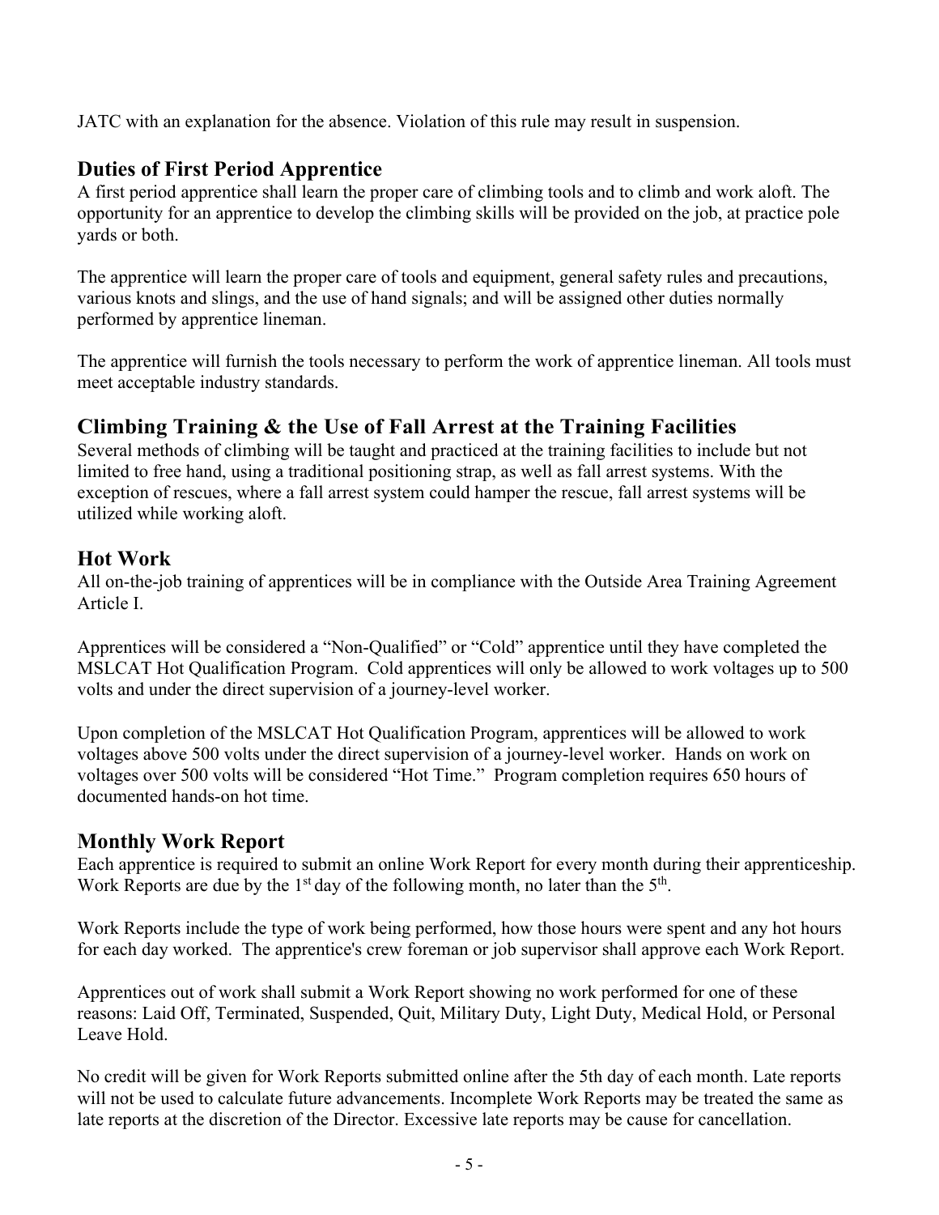JATC with an explanation for the absence. Violation of this rule may result in suspension.

## Duties of First Period Apprentice

A first period apprentice shall learn the proper care of climbing tools and to climb and work aloft. The opportunity for an apprentice to develop the climbing skills will be provided on the job, at practice pole yards or both.

The apprentice will learn the proper care of tools and equipment, general safety rules and precautions, various knots and slings, and the use of hand signals; and will be assigned other duties normally performed by apprentice lineman.

The apprentice will furnish the tools necessary to perform the work of apprentice lineman. All tools must meet acceptable industry standards.

## Climbing Training & the Use of Fall Arrest at the Training Facilities

Several methods of climbing will be taught and practiced at the training facilities to include but not limited to free hand, using a traditional positioning strap, as well as fall arrest systems. With the exception of rescues, where a fall arrest system could hamper the rescue, fall arrest systems will be utilized while working aloft.

## Hot Work

All on-the-job training of apprentices will be in compliance with the Outside Area Training Agreement Article I.

Apprentices will be considered a "Non-Qualified" or "Cold" apprentice until they have completed the MSLCAT Hot Qualification Program. Cold apprentices will only be allowed to work voltages up to 500 volts and under the direct supervision of a journey-level worker.

Upon completion of the MSLCAT Hot Qualification Program, apprentices will be allowed to work voltages above 500 volts under the direct supervision of a journey-level worker. Hands on work on voltages over 500 volts will be considered "Hot Time." Program completion requires 650 hours of documented hands-on hot time.

## Monthly Work Report

Each apprentice is required to submit an online Work Report for every month during their apprenticeship. Work Reports are due by the 1st day of the following month, no later than the 5th.

Work Reports include the type of work being performed, how those hours were spent and any hot hours for each day worked. The apprentice's crew foreman or job supervisor shall approve each Work Report.

Apprentices out of work shall submit a Work Report showing no work performed for one of these reasons: Laid Off, Terminated, Suspended, Quit, Military Duty, Light Duty, Medical Hold, or Personal Leave Hold.

No credit will be given for Work Reports submitted online after the 5th day of each month. Late reports will not be used to calculate future advancements. Incomplete Work Reports may be treated the same as late reports at the discretion of the Director. Excessive late reports may be cause for cancellation.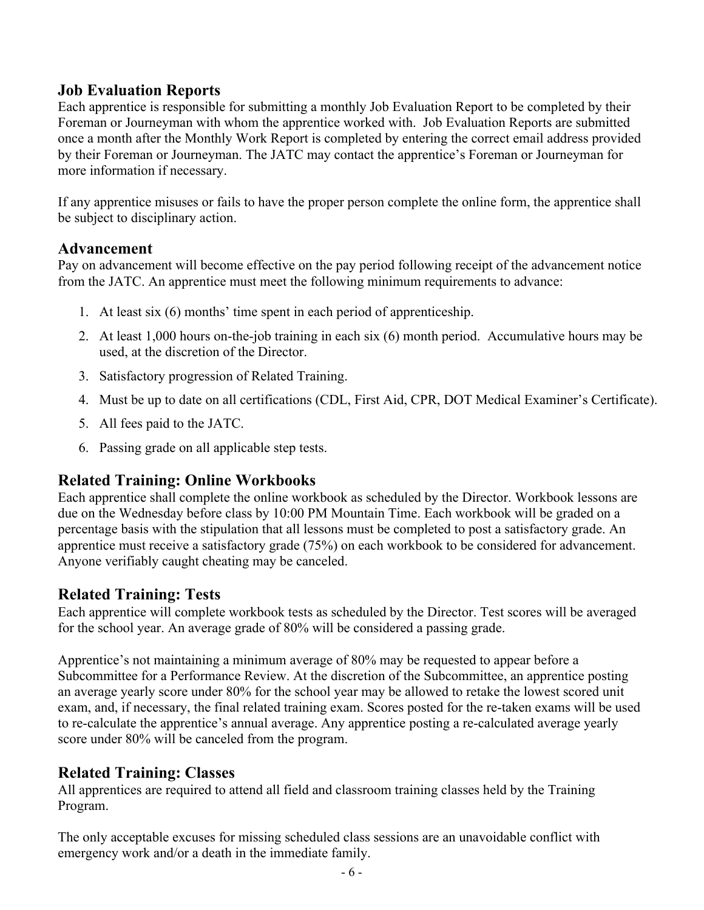## Job Evaluation Reports

Each apprentice is responsible for submitting a monthly Job Evaluation Report to be completed by their Foreman or Journeyman with whom the apprentice worked with. Job Evaluation Reports are submitted once a month after the Monthly Work Report is completed by entering the correct email address provided by their Foreman or Journeyman. The JATC may contact the apprentice's Foreman or Journeyman for more information if necessary.

If any apprentice misuses or fails to have the proper person complete the online form, the apprentice shall be subject to disciplinary action.

## Advancement

Pay on advancement will become effective on the pay period following receipt of the advancement notice from the JATC. An apprentice must meet the following minimum requirements to advance:

1. At least six (6) months' time spent in each period of apprenticeship.
2. At least 1,000 hours on-the-job training in each six (6) month period. Accumulative hours may be used, at the discretion of the Director.
3. Satisfactory progression of Related Training.
4. Must be up to date on all certifications (CDL, First Aid, CPR, DOT Medical Examiner's Certificate).
5. All fees paid to the JATC.
6. Passing grade on all applicable step tests.

## Related Training: Online Workbooks

Each apprentice shall complete the online workbook as scheduled by the Director. Workbook lessons are due on the Wednesday before class by 10:00 PM Mountain Time. Each workbook will be graded on a percentage basis with the stipulation that all lessons must be completed to post a satisfactory grade. An apprentice must receive a satisfactory grade (75%) on each workbook to be considered for advancement. Anyone verifiably caught cheating may be canceled.

## Related Training: Tests

Each apprentice will complete workbook tests as scheduled by the Director. Test scores will be averaged for the school year. An average grade of 80% will be considered a passing grade.

Apprentice's not maintaining a minimum average of 80% may be requested to appear before a Subcommittee for a Performance Review. At the discretion of the Subcommittee, an apprentice posting an average yearly score under 80% for the school year may be allowed to retake the lowest scored unit exam, and, if necessary, the final related training exam. Scores posted for the re-taken exams will be used to re-calculate the apprentice's annual average. Any apprentice posting a re-calculated average yearly score under 80% will be canceled from the program.

## Related Training: Classes

All apprentices are required to attend all field and classroom training classes held by the Training Program.

The only acceptable excuses for missing scheduled class sessions are an unavoidable conflict with emergency work and/or a death in the immediate family.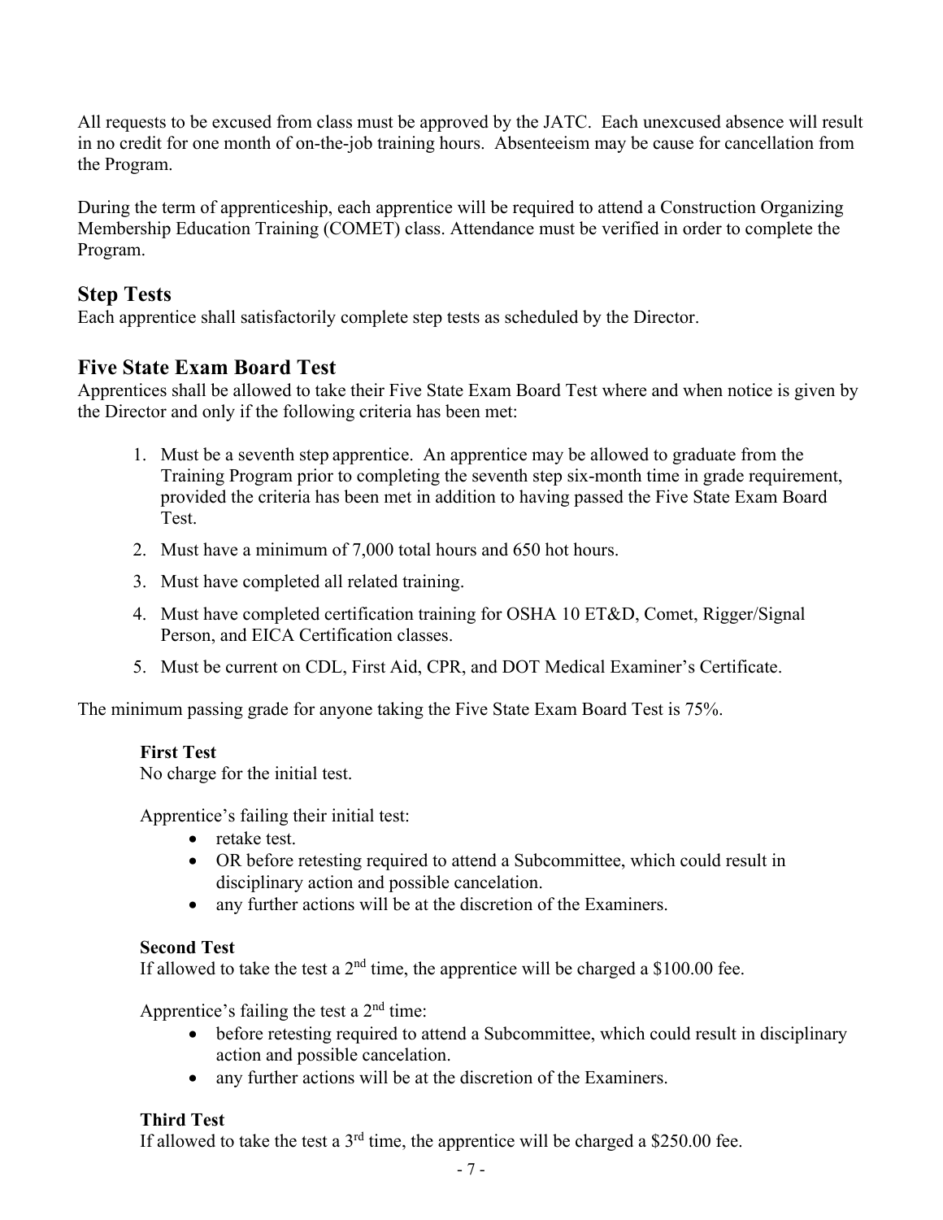All requests to be excused from class must be approved by the JATC. Each unexcused absence will result in no credit for one month of on-the-job training hours. Absenteeism may be cause for cancellation from the Program.

During the term of apprenticeship, each apprentice will be required to attend a Construction Organizing Membership Education Training (COMET) class. Attendance must be verified in order to complete the Program.

## Step Tests

Each apprentice shall satisfactorily complete step tests as scheduled by the Director.

## Five State Exam Board Test

Apprentices shall be allowed to take their Five State Exam Board Test where and when notice is given by the Director and only if the following criteria has been met:

1. Must be a seventh step apprentice. An apprentice may be allowed to graduate from the Training Program prior to completing the seventh step six-month time in grade requirement, provided the criteria has been met in addition to having passed the Five State Exam Board Test.
2. Must have a minimum of 7,000 total hours and 650 hot hours.
3. Must have completed all related training.
4. Must have completed certification training for OSHA 10 ET&D, Comet, Rigger/Signal Person, and EICA Certification classes.
5. Must be current on CDL, First Aid, CPR, and DOT Medical Examiner's Certificate.

The minimum passing grade for anyone taking the Five State Exam Board Test is 75%.

**First Test**
No charge for the initial test.

Apprentice's failing their initial test:

- retake test.
- OR before retesting required to attend a Subcommittee, which could result in disciplinary action and possible cancelation.
- any further actions will be at the discretion of the Examiners.

**Second Test**
If allowed to take the test a 2nd time, the apprentice will be charged a $100.00 fee.

Apprentice's failing the test a 2nd time:

- before retesting required to attend a Subcommittee, which could result in disciplinary action and possible cancelation.
- any further actions will be at the discretion of the Examiners.

**Third Test**
If allowed to take the test a 3rd time, the apprentice will be charged a $250.00 fee.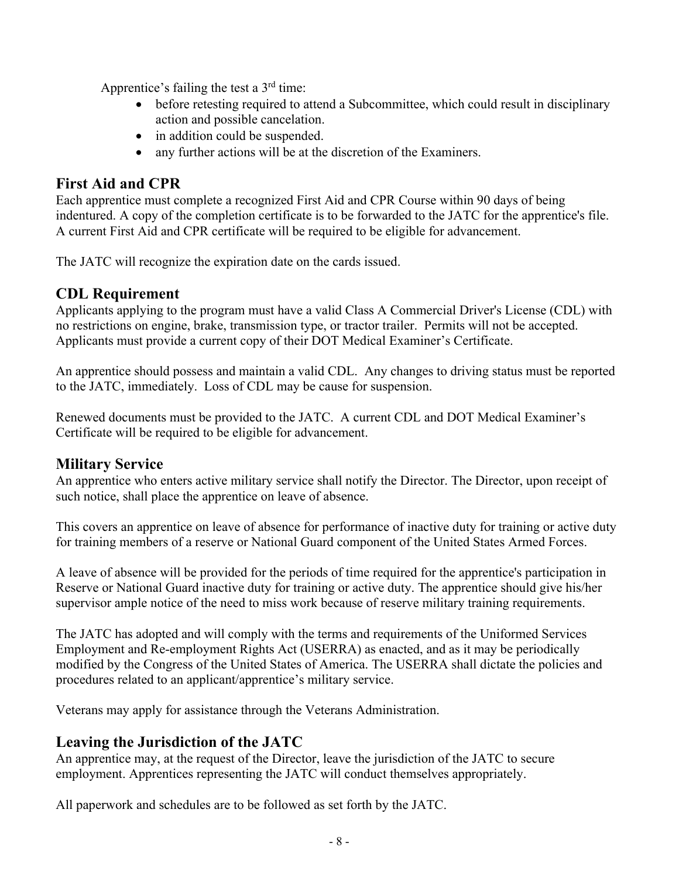Apprentice's failing the test a 3rd time:

- before retesting required to attend a Subcommittee, which could result in disciplinary action and possible cancelation.
- in addition could be suspended.
- any further actions will be at the discretion of the Examiners.

## First Aid and CPR

Each apprentice must complete a recognized First Aid and CPR Course within 90 days of being indentured. A copy of the completion certificate is to be forwarded to the JATC for the apprentice's file. A current First Aid and CPR certificate will be required to be eligible for advancement.

The JATC will recognize the expiration date on the cards issued.

## CDL Requirement

Applicants applying to the program must have a valid Class A Commercial Driver's License (CDL) with no restrictions on engine, brake, transmission type, or tractor trailer. Permits will not be accepted. Applicants must provide a current copy of their DOT Medical Examiner's Certificate.

An apprentice should possess and maintain a valid CDL. Any changes to driving status must be reported to the JATC, immediately. Loss of CDL may be cause for suspension.

Renewed documents must be provided to the JATC. A current CDL and DOT Medical Examiner's Certificate will be required to be eligible for advancement.

## Military Service

An apprentice who enters active military service shall notify the Director. The Director, upon receipt of such notice, shall place the apprentice on leave of absence.

This covers an apprentice on leave of absence for performance of inactive duty for training or active duty for training members of a reserve or National Guard component of the United States Armed Forces.

A leave of absence will be provided for the periods of time required for the apprentice's participation in Reserve or National Guard inactive duty for training or active duty. The apprentice should give his/her supervisor ample notice of the need to miss work because of reserve military training requirements.

The JATC has adopted and will comply with the terms and requirements of the Uniformed Services Employment and Re-employment Rights Act (USERRA) as enacted, and as it may be periodically modified by the Congress of the United States of America. The USERRA shall dictate the policies and procedures related to an applicant/apprentice's military service.

Veterans may apply for assistance through the Veterans Administration.

## Leaving the Jurisdiction of the JATC

An apprentice may, at the request of the Director, leave the jurisdiction of the JATC to secure employment. Apprentices representing the JATC will conduct themselves appropriately.

All paperwork and schedules are to be followed as set forth by the JATC.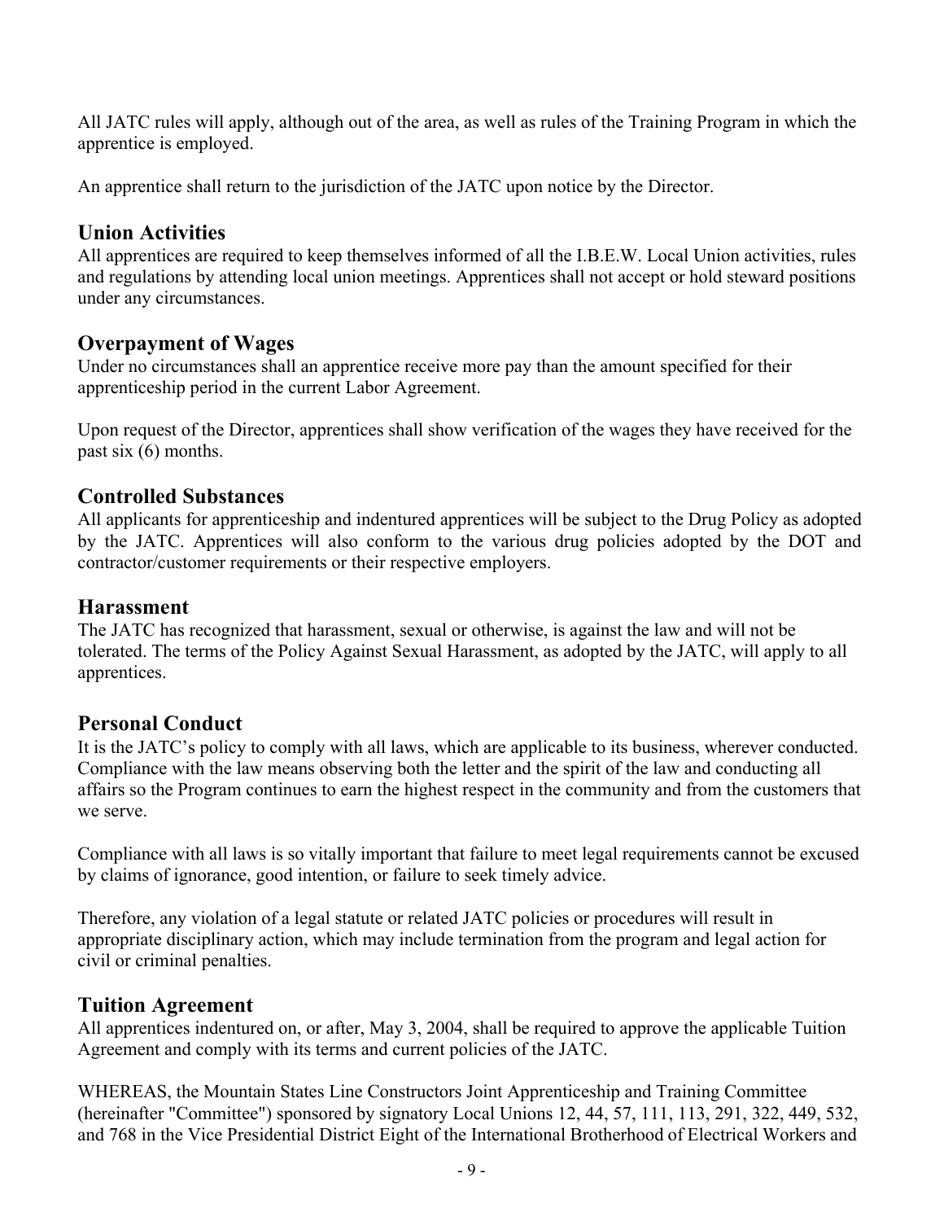All JATC rules will apply, although out of the area, as well as rules of the Training Program in which the apprentice is employed.

An apprentice shall return to the jurisdiction of the JATC upon notice by the Director.

## Union Activities

All apprentices are required to keep themselves informed of all the I.B.E.W. Local Union activities, rules and regulations by attending local union meetings. Apprentices shall not accept or hold steward positions under any circumstances.

## Overpayment of Wages

Under no circumstances shall an apprentice receive more pay than the amount specified for their apprenticeship period in the current Labor Agreement.

Upon request of the Director, apprentices shall show verification of the wages they have received for the past six (6) months.

## Controlled Substances

All applicants for apprenticeship and indentured apprentices will be subject to the Drug Policy as adopted by the JATC. Apprentices will also conform to the various drug policies adopted by the DOT and contractor/customer requirements or their respective employers.

## Harassment

The JATC has recognized that harassment, sexual or otherwise, is against the law and will not be tolerated. The terms of the Policy Against Sexual Harassment, as adopted by the JATC, will apply to all apprentices.

## Personal Conduct

It is the JATC's policy to comply with all laws, which are applicable to its business, wherever conducted. Compliance with the law means observing both the letter and the spirit of the law and conducting all affairs so the Program continues to earn the highest respect in the community and from the customers that we serve.

Compliance with all laws is so vitally important that failure to meet legal requirements cannot be excused by claims of ignorance, good intention, or failure to seek timely advice.

Therefore, any violation of a legal statute or related JATC policies or procedures will result in appropriate disciplinary action, which may include termination from the program and legal action for civil or criminal penalties.

## Tuition Agreement

All apprentices indentured on, or after, May 3, 2004, shall be required to approve the applicable Tuition Agreement and comply with its terms and current policies of the JATC.

WHEREAS, the Mountain States Line Constructors Joint Apprenticeship and Training Committee (hereinafter "Committee") sponsored by signatory Local Unions 12, 44, 57, 111, 113, 291, 322, 449, 532, and 768 in the Vice Presidential District Eight of the International Brotherhood of Electrical Workers and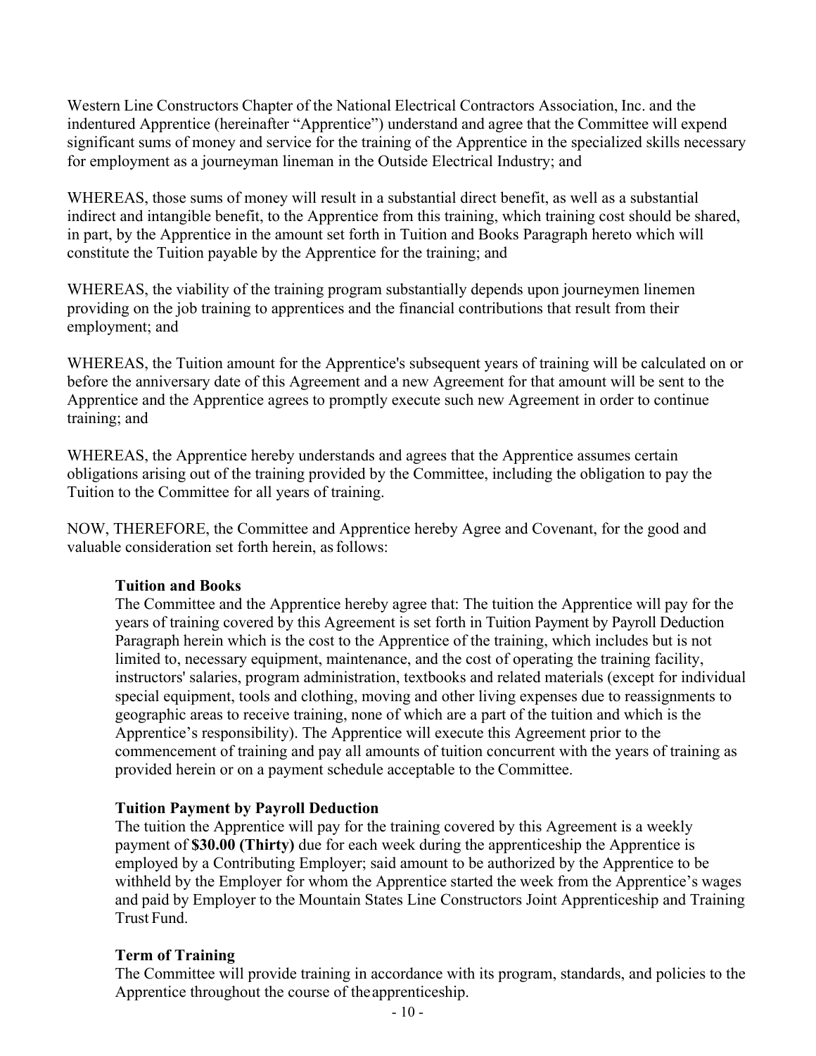Western Line Constructors Chapter of the National Electrical Contractors Association, Inc. and the indentured Apprentice (hereinafter "Apprentice") understand and agree that the Committee will expend significant sums of money and service for the training of the Apprentice in the specialized skills necessary for employment as a journeyman lineman in the Outside Electrical Industry; and

WHEREAS, those sums of money will result in a substantial direct benefit, as well as a substantial indirect and intangible benefit, to the Apprentice from this training, which training cost should be shared, in part, by the Apprentice in the amount set forth in Tuition and Books Paragraph hereto which will constitute the Tuition payable by the Apprentice for the training; and

WHEREAS, the viability of the training program substantially depends upon journeymen linemen providing on the job training to apprentices and the financial contributions that result from their employment; and

WHEREAS, the Tuition amount for the Apprentice's subsequent years of training will be calculated on or before the anniversary date of this Agreement and a new Agreement for that amount will be sent to the Apprentice and the Apprentice agrees to promptly execute such new Agreement in order to continue training; and

WHEREAS, the Apprentice hereby understands and agrees that the Apprentice assumes certain obligations arising out of the training provided by the Committee, including the obligation to pay the Tuition to the Committee for all years of training.

NOW, THEREFORE, the Committee and Apprentice hereby Agree and Covenant, for the good and valuable consideration set forth herein, as follows:

**Tuition and Books**

The Committee and the Apprentice hereby agree that: The tuition the Apprentice will pay for the years of training covered by this Agreement is set forth in Tuition Payment by Payroll Deduction Paragraph herein which is the cost to the Apprentice of the training, which includes but is not limited to, necessary equipment, maintenance, and the cost of operating the training facility, instructors' salaries, program administration, textbooks and related materials (except for individual special equipment, tools and clothing, moving and other living expenses due to reassignments to geographic areas to receive training, none of which are a part of the tuition and which is the Apprentice's responsibility). The Apprentice will execute this Agreement prior to the commencement of training and pay all amounts of tuition concurrent with the years of training as provided herein or on a payment schedule acceptable to the Committee.

**Tuition Payment by Payroll Deduction**

The tuition the Apprentice will pay for the training covered by this Agreement is a weekly payment of **$30.00 (Thirty)** due for each week during the apprenticeship the Apprentice is employed by a Contributing Employer; said amount to be authorized by the Apprentice to be withheld by the Employer for whom the Apprentice started the week from the Apprentice's wages and paid by Employer to the Mountain States Line Constructors Joint Apprenticeship and Training Trust Fund.

**Term of Training**

The Committee will provide training in accordance with its program, standards, and policies to the Apprentice throughout the course of the apprenticeship.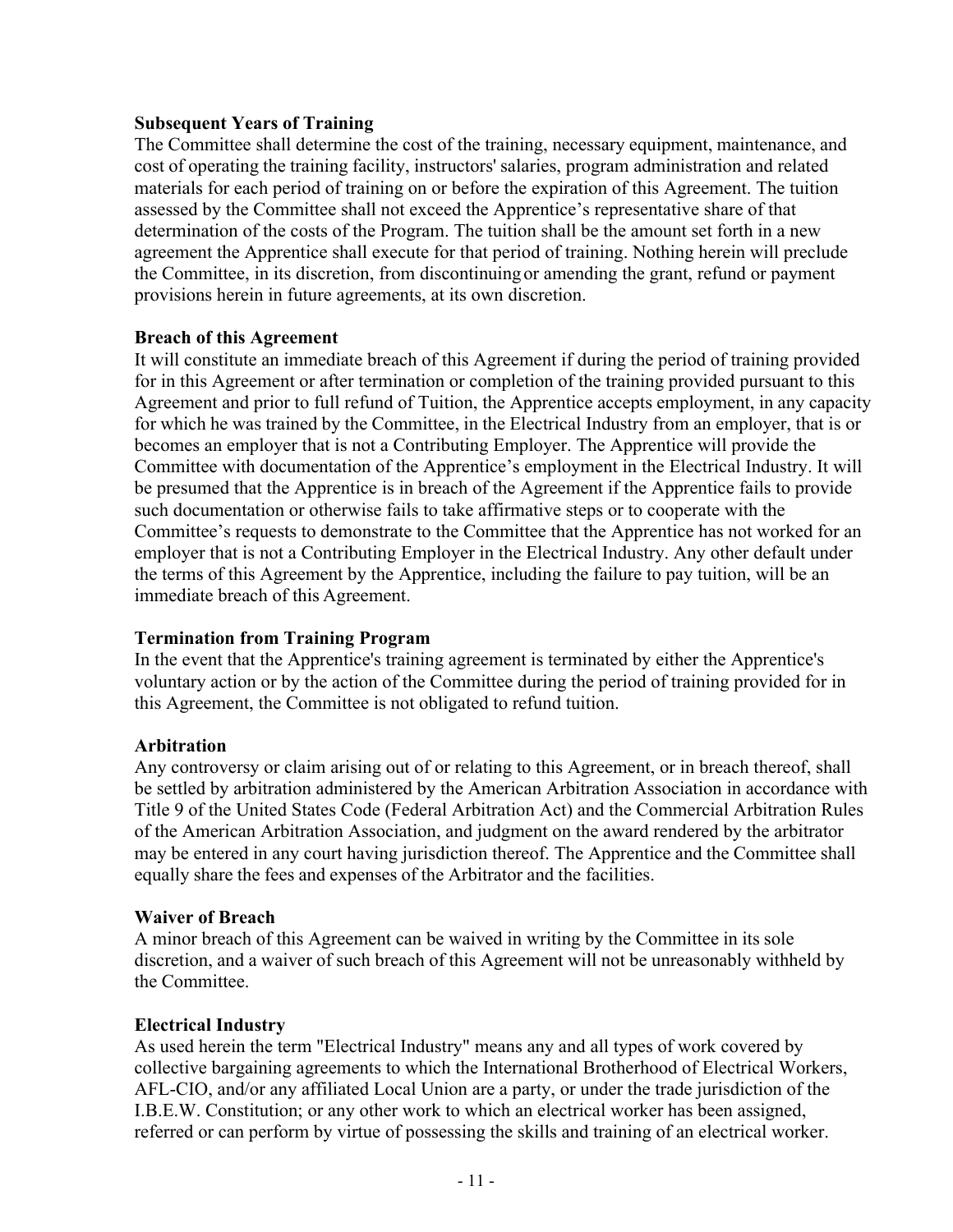**Subsequent Years of Training**

The Committee shall determine the cost of the training, necessary equipment, maintenance, and cost of operating the training facility, instructors' salaries, program administration and related materials for each period of training on or before the expiration of this Agreement. The tuition assessed by the Committee shall not exceed the Apprentice's representative share of that determination of the costs of the Program. The tuition shall be the amount set forth in a new agreement the Apprentice shall execute for that period of training. Nothing herein will preclude the Committee, in its discretion, from discontinuing or amending the grant, refund or payment provisions herein in future agreements, at its own discretion.

**Breach of this Agreement**

It will constitute an immediate breach of this Agreement if during the period of training provided for in this Agreement or after termination or completion of the training provided pursuant to this Agreement and prior to full refund of Tuition, the Apprentice accepts employment, in any capacity for which he was trained by the Committee, in the Electrical Industry from an employer, that is or becomes an employer that is not a Contributing Employer. The Apprentice will provide the Committee with documentation of the Apprentice's employment in the Electrical Industry. It will be presumed that the Apprentice is in breach of the Agreement if the Apprentice fails to provide such documentation or otherwise fails to take affirmative steps or to cooperate with the Committee's requests to demonstrate to the Committee that the Apprentice has not worked for an employer that is not a Contributing Employer in the Electrical Industry. Any other default under the terms of this Agreement by the Apprentice, including the failure to pay tuition, will be an immediate breach of this Agreement.

**Termination from Training Program**

In the event that the Apprentice's training agreement is terminated by either the Apprentice's voluntary action or by the action of the Committee during the period of training provided for in this Agreement, the Committee is not obligated to refund tuition.

**Arbitration**

Any controversy or claim arising out of or relating to this Agreement, or in breach thereof, shall be settled by arbitration administered by the American Arbitration Association in accordance with Title 9 of the United States Code (Federal Arbitration Act) and the Commercial Arbitration Rules of the American Arbitration Association, and judgment on the award rendered by the arbitrator may be entered in any court having jurisdiction thereof. The Apprentice and the Committee shall equally share the fees and expenses of the Arbitrator and the facilities.

**Waiver of Breach**

A minor breach of this Agreement can be waived in writing by the Committee in its sole discretion, and a waiver of such breach of this Agreement will not be unreasonably withheld by the Committee.

**Electrical Industry**

As used herein the term "Electrical Industry" means any and all types of work covered by collective bargaining agreements to which the International Brotherhood of Electrical Workers, AFL-CIO, and/or any affiliated Local Union are a party, or under the trade jurisdiction of the I.B.E.W. Constitution; or any other work to which an electrical worker has been assigned, referred or can perform by virtue of possessing the skills and training of an electrical worker.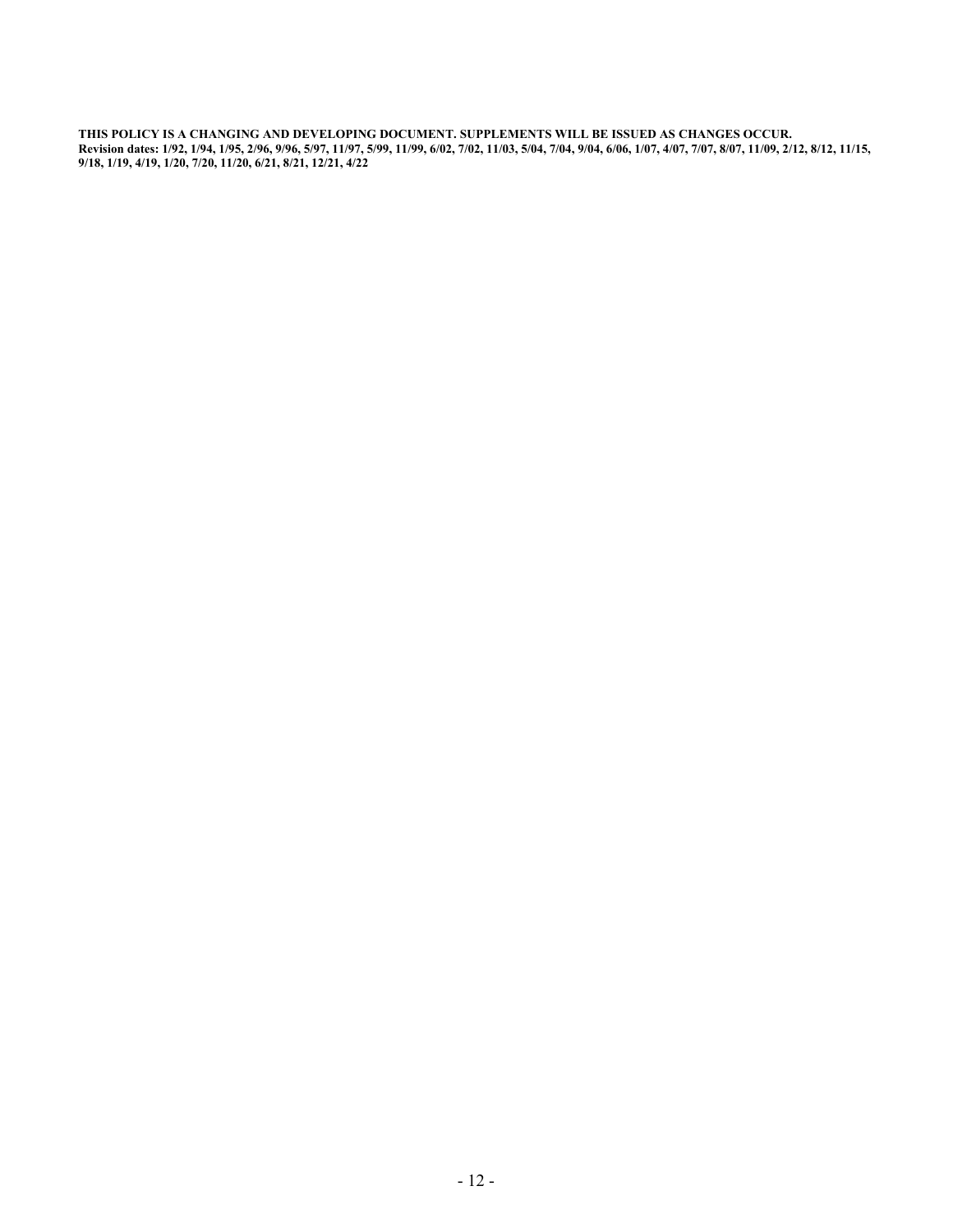**THIS POLICY IS A CHANGING AND DEVELOPING DOCUMENT. SUPPLEMENTS WILL BE ISSUED AS CHANGES OCCUR.**
**Revision dates: 1/92, 1/94, 1/95, 2/96, 9/96, 5/97, 11/97, 5/99, 11/99, 6/02, 7/02, 11/03, 5/04, 7/04, 9/04, 6/06, 1/07, 4/07, 7/07, 8/07, 11/09, 2/12, 8/12, 11/15, 9/18, 1/19, 4/19, 1/20, 7/20, 11/20, 6/21, 8/21, 12/21, 4/22**